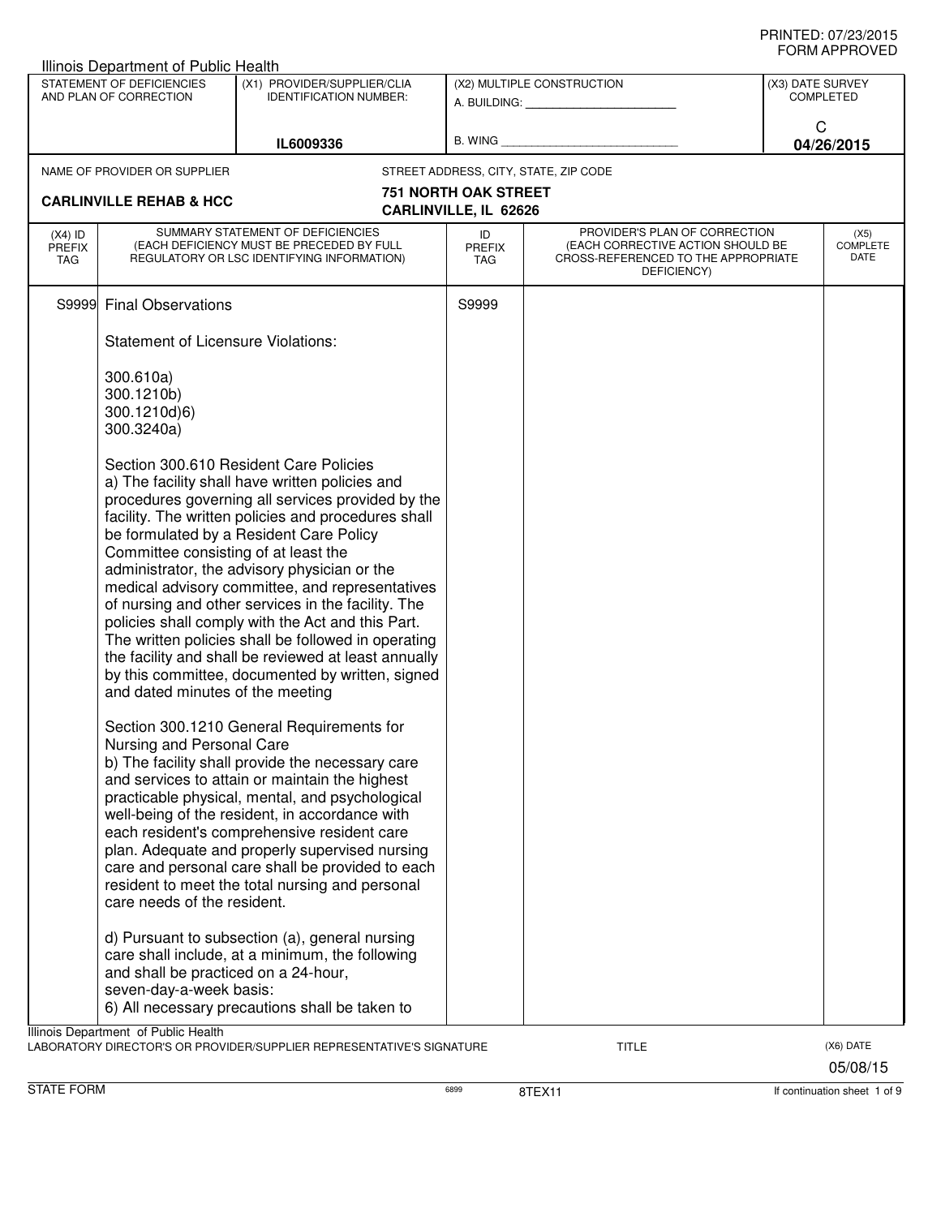PRINTED: 07/23/2015
FORM APPROVED

Illinois Department of Public Health

| STATEMENT OF DEFICIENCIES AND PLAN OF CORRECTION | (X1) PROVIDER/SUPPLIER/CLIA IDENTIFICATION NUMBER: | (X2) MULTIPLE CONSTRUCTION | (X3) DATE SURVEY COMPLETED |
|---|---|---|---|
| | IL6009336 | A. BUILDING: ______ B. WING ______ | C 04/26/2015 |

NAME OF PROVIDER OR SUPPLIER: **CARLINVILLE REHAB & HCC**

STREET ADDRESS, CITY, STATE, ZIP CODE: **751 NORTH OAK STREET CARLINVILLE, IL 62626**

| (X4) ID PREFIX TAG | SUMMARY STATEMENT OF DEFICIENCIES (EACH DEFICIENCY MUST BE PRECEDED BY FULL REGULATORY OR LSC IDENTIFYING INFORMATION) | ID PREFIX TAG | PROVIDER'S PLAN OF CORRECTION (EACH CORRECTIVE ACTION SHOULD BE CROSS-REFERENCED TO THE APPROPRIATE DEFICIENCY) | (X5) COMPLETE DATE |
|---|---|---|---|---|
| S9999 | Final Observations | S9999 | | |

Statement of Licensure Violations:

300.610a)
300.1210b)
300.1210d)6)
300.3240a)

Section 300.610 Resident Care Policies
a) The facility shall have written policies and procedures governing all services provided by the facility. The written policies and procedures shall be formulated by a Resident Care Policy Committee consisting of at least the administrator, the advisory physician or the medical advisory committee, and representatives of nursing and other services in the facility. The policies shall comply with the Act and this Part. The written policies shall be followed in operating the facility and shall be reviewed at least annually by this committee, documented by written, signed and dated minutes of the meeting

Section 300.1210 General Requirements for Nursing and Personal Care
b) The facility shall provide the necessary care and services to attain or maintain the highest practicable physical, mental, and psychological well-being of the resident, in accordance with each resident's comprehensive resident care plan. Adequate and properly supervised nursing care and personal care shall be provided to each resident to meet the total nursing and personal care needs of the resident.

d) Pursuant to subsection (a), general nursing care shall include, at a minimum, the following and shall be practiced on a 24-hour, seven-day-a-week basis:
6) All necessary precautions shall be taken to

Illinois Department of Public Health
LABORATORY DIRECTOR'S OR PROVIDER/SUPPLIER REPRESENTATIVE'S SIGNATURE — TITLE — (X6) DATE 05/08/15

STATE FORM 6899 8TEX11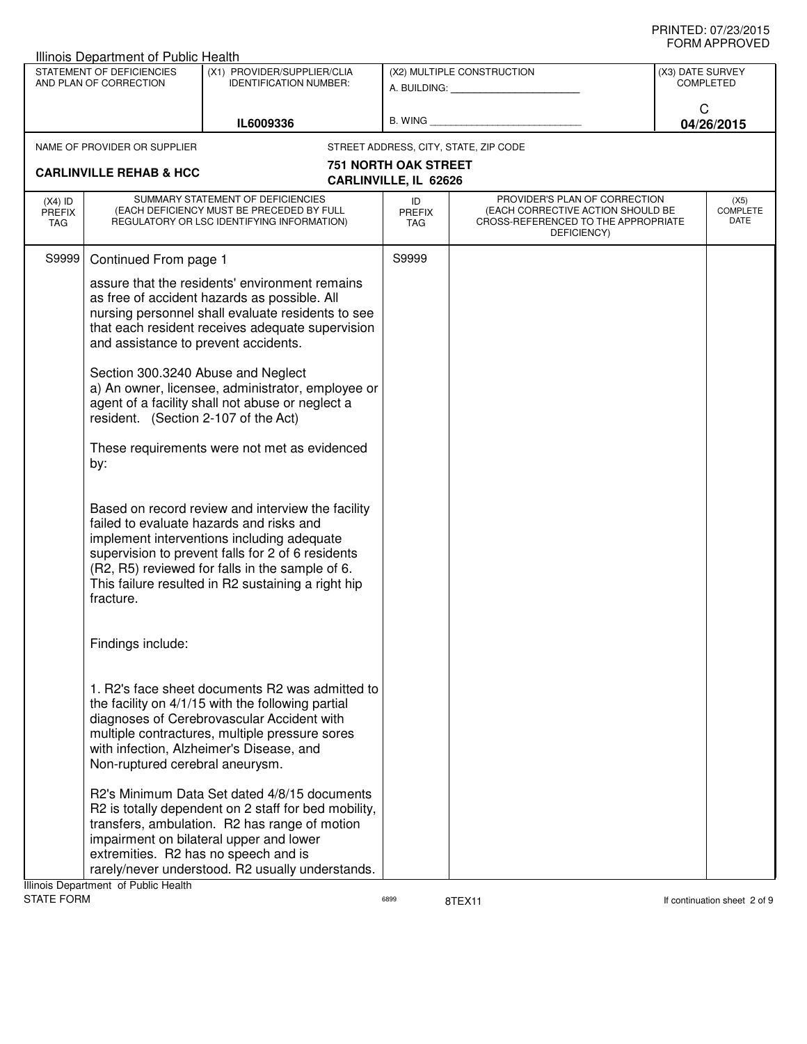Illinois Department of Public Health

| STATEMENT OF DEFICIENCIES AND PLAN OF CORRECTION | (X1) PROVIDER/SUPPLIER/CLIA IDENTIFICATION NUMBER: | (X2) MULTIPLE CONSTRUCTION | (X3) DATE SURVEY COMPLETED |
|---|---|---|---|
| | IL6009336 | A. BUILDING: ______ B. WING ______ | C 04/26/2015 |

| NAME OF PROVIDER OR SUPPLIER | STREET ADDRESS, CITY, STATE, ZIP CODE |
|---|---|
| CARLINVILLE REHAB & HCC | 751 NORTH OAK STREET CARLINVILLE, IL 62626 |

| (X4) ID PREFIX TAG | SUMMARY STATEMENT OF DEFICIENCIES (EACH DEFICIENCY MUST BE PRECEDED BY FULL REGULATORY OR LSC IDENTIFYING INFORMATION) | ID PREFIX TAG | PROVIDER'S PLAN OF CORRECTION (EACH CORRECTIVE ACTION SHOULD BE CROSS-REFERENCED TO THE APPROPRIATE DEFICIENCY) | (X5) COMPLETE DATE |
|---|---|---|---|---|
| S9999 | Continued From page 1 | S9999 | | |

assure that the residents' environment remains as free of accident hazards as possible. All nursing personnel shall evaluate residents to see that each resident receives adequate supervision and assistance to prevent accidents.

Section 300.3240 Abuse and Neglect
a) An owner, licensee, administrator, employee or agent of a facility shall not abuse or neglect a resident. (Section 2-107 of the Act)

These requirements were not met as evidenced by:

Based on record review and interview the facility failed to evaluate hazards and risks and implement interventions including adequate supervision to prevent falls for 2 of 6 residents (R2, R5) reviewed for falls in the sample of 6. This failure resulted in R2 sustaining a right hip fracture.

Findings include:

1. R2's face sheet documents R2 was admitted to the facility on 4/1/15 with the following partial diagnoses of Cerebrovascular Accident with multiple contractures, multiple pressure sores with infection, Alzheimer's Disease, and Non-ruptured cerebral aneurysm.

R2's Minimum Data Set dated 4/8/15 documents R2 is totally dependent on 2 staff for bed mobility, transfers, ambulation. R2 has range of motion impairment on bilateral upper and lower extremities. R2 has no speech and is rarely/never understood. R2 usually understands.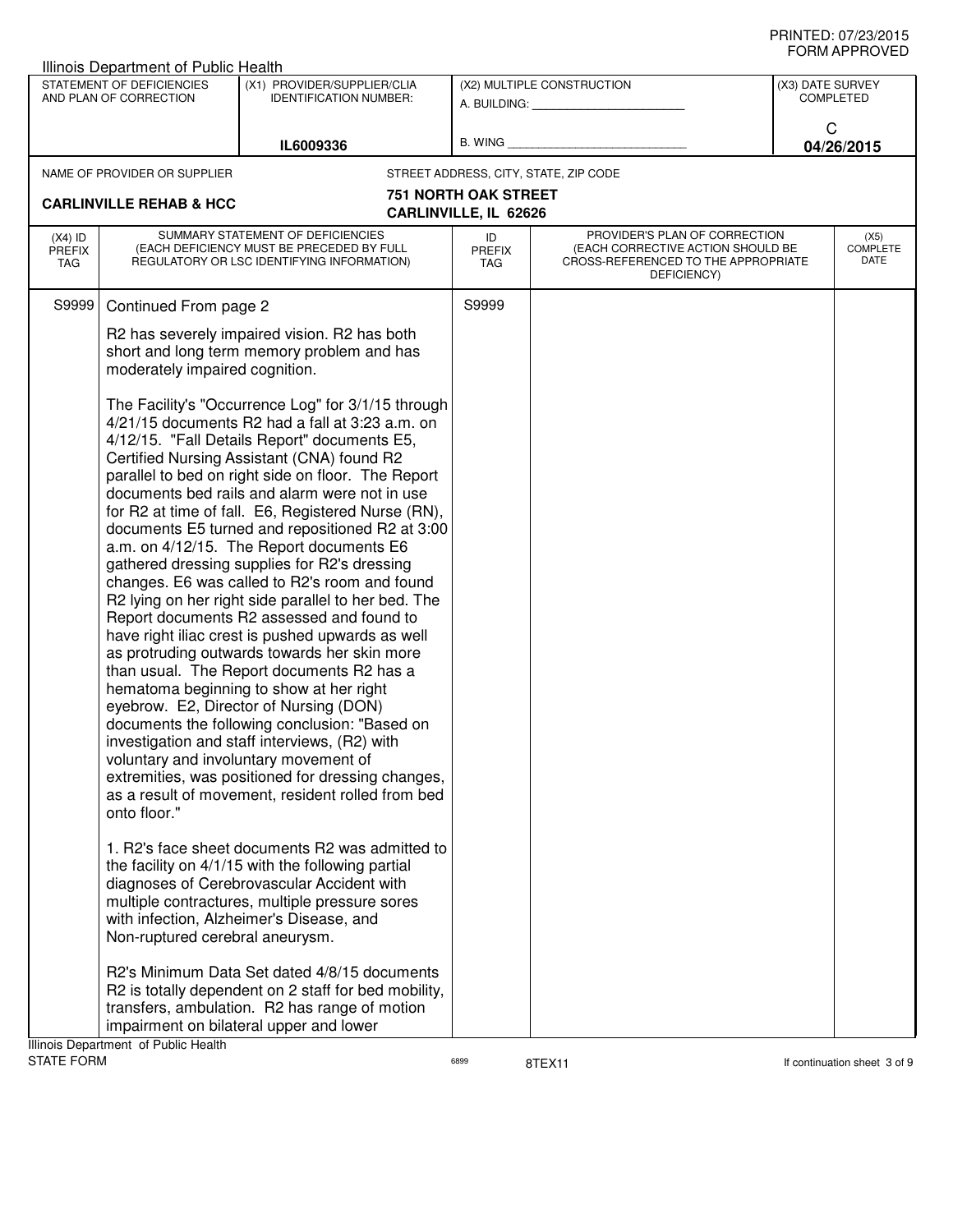Illinois Department of Public Health

| STATEMENT OF DEFICIENCIES AND PLAN OF CORRECTION | (X1) PROVIDER/SUPPLIER/CLIA IDENTIFICATION NUMBER: | (X2) MULTIPLE CONSTRUCTION | (X3) DATE SURVEY COMPLETED |
|---|---|---|---|
| | IL6009336 | A. BUILDING: _______ B. WING _______ | C 04/26/2015 |

NAME OF PROVIDER OR SUPPLIER: **CARLINVILLE REHAB & HCC**

STREET ADDRESS, CITY, STATE, ZIP CODE: **751 NORTH OAK STREET CARLINVILLE, IL 62626**

| (X4) ID PREFIX TAG | SUMMARY STATEMENT OF DEFICIENCIES (EACH DEFICIENCY MUST BE PRECEDED BY FULL REGULATORY OR LSC IDENTIFYING INFORMATION) | ID PREFIX TAG | PROVIDER'S PLAN OF CORRECTION (EACH CORRECTIVE ACTION SHOULD BE CROSS-REFERENCED TO THE APPROPRIATE DEFICIENCY) | (X5) COMPLETE DATE |
|---|---|---|---|---|
| S9999 | Continued From page 2 | S9999 | | |

R2 has severely impaired vision. R2 has both short and long term memory problem and has moderately impaired cognition.

The Facility's "Occurrence Log" for 3/1/15 through 4/21/15 documents R2 had a fall at 3:23 a.m. on 4/12/15. "Fall Details Report" documents E5, Certified Nursing Assistant (CNA) found R2 parallel to bed on right side on floor. The Report documents bed rails and alarm were not in use for R2 at time of fall. E6, Registered Nurse (RN), documents E5 turned and repositioned R2 at 3:00 a.m. on 4/12/15. The Report documents E6 gathered dressing supplies for R2's dressing changes. E6 was called to R2's room and found R2 lying on her right side parallel to her bed. The Report documents R2 assessed and found to have right iliac crest is pushed upwards as well as protruding outwards towards her skin more than usual. The Report documents R2 has a hematoma beginning to show at her right eyebrow. E2, Director of Nursing (DON) documents the following conclusion: "Based on investigation and staff interviews, (R2) with voluntary and involuntary movement of extremities, was positioned for dressing changes, as a result of movement, resident rolled from bed onto floor."

1. R2's face sheet documents R2 was admitted to the facility on 4/1/15 with the following partial diagnoses of Cerebrovascular Accident with multiple contractures, multiple pressure sores with infection, Alzheimer's Disease, and Non-ruptured cerebral aneurysm.

R2's Minimum Data Set dated 4/8/15 documents R2 is totally dependent on 2 staff for bed mobility, transfers, ambulation. R2 has range of motion impairment on bilateral upper and lower

Illinois Department of Public Health
STATE FORM 6899 8TEX11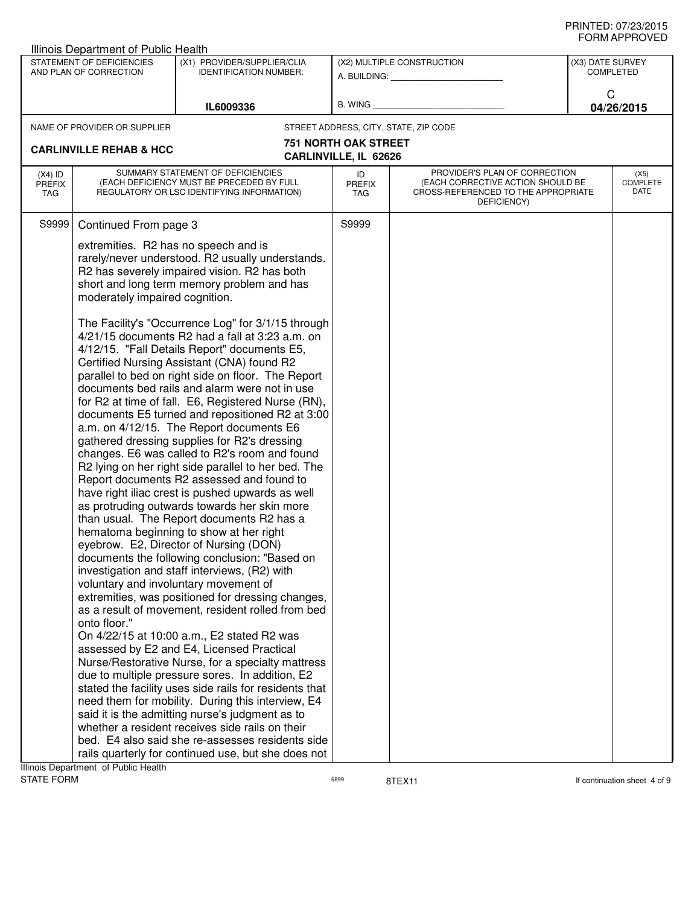Illinois Department of Public Health

| STATEMENT OF DEFICIENCIES AND PLAN OF CORRECTION | (X1) PROVIDER/SUPPLIER/CLIA IDENTIFICATION NUMBER: | (X2) MULTIPLE CONSTRUCTION | (X3) DATE SURVEY COMPLETED |
|---|---|---|---|
| | IL6009336 | A. BUILDING: ______ B. WING ______ | C 04/26/2015 |

NAME OF PROVIDER OR SUPPLIER: **CARLINVILLE REHAB & HCC**

STREET ADDRESS, CITY, STATE, ZIP CODE: **751 NORTH OAK STREET, CARLINVILLE, IL 62626**

| (X4) ID PREFIX TAG | SUMMARY STATEMENT OF DEFICIENCIES (EACH DEFICIENCY MUST BE PRECEDED BY FULL REGULATORY OR LSC IDENTIFYING INFORMATION) | ID PREFIX TAG | PROVIDER'S PLAN OF CORRECTION (EACH CORRECTIVE ACTION SHOULD BE CROSS-REFERENCED TO THE APPROPRIATE DEFICIENCY) | (X5) COMPLETE DATE |
|---|---|---|---|---|
| S9999 | Continued From page 3 | S9999 | | |

extremities. R2 has no speech and is rarely/never understood. R2 usually understands. R2 has severely impaired vision. R2 has both short and long term memory problem and has moderately impaired cognition.

The Facility's "Occurrence Log" for 3/1/15 through 4/21/15 documents R2 had a fall at 3:23 a.m. on 4/12/15. "Fall Details Report" documents E5, Certified Nursing Assistant (CNA) found R2 parallel to bed on right side on floor. The Report documents bed rails and alarm were not in use for R2 at time of fall. E6, Registered Nurse (RN), documents E5 turned and repositioned R2 at 3:00 a.m. on 4/12/15. The Report documents E6 gathered dressing supplies for R2's dressing changes. E6 was called to R2's room and found R2 lying on her right side parallel to her bed. The Report documents R2 assessed and found to have right iliac crest is pushed upwards as well as protruding outwards towards her skin more than usual. The Report documents R2 has a hematoma beginning to show at her right eyebrow. E2, Director of Nursing (DON) documents the following conclusion: "Based on investigation and staff interviews, (R2) with voluntary and involuntary movement of extremities, was positioned for dressing changes, as a result of movement, resident rolled from bed onto floor."

On 4/22/15 at 10:00 a.m., E2 stated R2 was assessed by E2 and E4, Licensed Practical Nurse/Restorative Nurse, for a specialty mattress due to multiple pressure sores. In addition, E2 stated the facility uses side rails for residents that need them for mobility. During this interview, E4 said it is the admitting nurse's judgment as to whether a resident receives side rails on their bed. E4 also said she re-assesses residents side rails quarterly for continued use, but she does not

Illinois Department of Public Health
STATE FORM 6899 8TEX11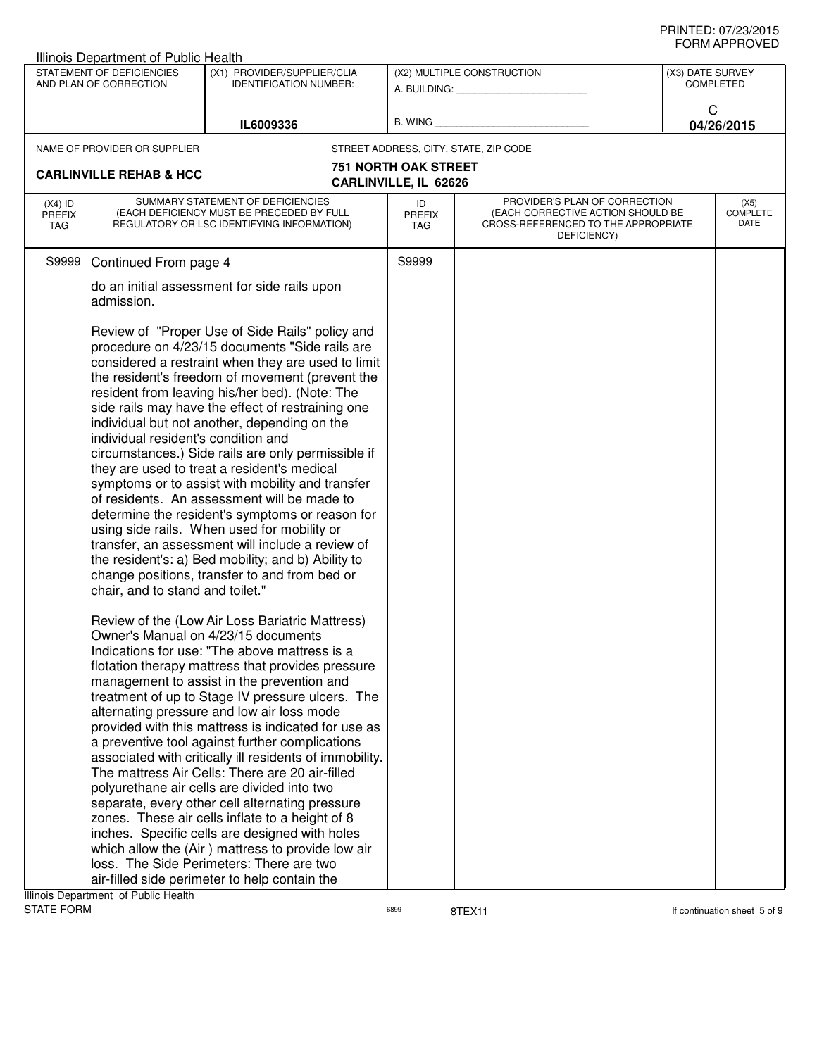Illinois Department of Public Health

| STATEMENT OF DEFICIENCIES AND PLAN OF CORRECTION | (X1) PROVIDER/SUPPLIER/CLIA IDENTIFICATION NUMBER: | (X2) MULTIPLE CONSTRUCTION | (X3) DATE SURVEY COMPLETED |
|---|---|---|---|
| | IL6009336 | A. BUILDING: ______ B. WING ______ | C 04/26/2015 |

| NAME OF PROVIDER OR SUPPLIER | STREET ADDRESS, CITY, STATE, ZIP CODE |
|---|---|
| CARLINVILLE REHAB & HCC | 751 NORTH OAK STREET CARLINVILLE, IL 62626 |

| (X4) ID PREFIX TAG | SUMMARY STATEMENT OF DEFICIENCIES (EACH DEFICIENCY MUST BE PRECEDED BY FULL REGULATORY OR LSC IDENTIFYING INFORMATION) | ID PREFIX TAG | PROVIDER'S PLAN OF CORRECTION (EACH CORRECTIVE ACTION SHOULD BE CROSS-REFERENCED TO THE APPROPRIATE DEFICIENCY) | (X5) COMPLETE DATE |
|---|---|---|---|---|
| S9999 | Continued From page 4 | S9999 | | |

do an initial assessment for side rails upon admission.

Review of "Proper Use of Side Rails" policy and procedure on 4/23/15 documents "Side rails are considered a restraint when they are used to limit the resident's freedom of movement (prevent the resident from leaving his/her bed). (Note: The side rails may have the effect of restraining one individual but not another, depending on the individual resident's condition and circumstances.) Side rails are only permissible if they are used to treat a resident's medical symptoms or to assist with mobility and transfer of residents. An assessment will be made to determine the resident's symptoms or reason for using side rails. When used for mobility or transfer, an assessment will include a review of the resident's: a) Bed mobility; and b) Ability to change positions, transfer to and from bed or chair, and to stand and toilet."

Review of the (Low Air Loss Bariatric Mattress) Owner's Manual on 4/23/15 documents Indications for use: "The above mattress is a flotation therapy mattress that provides pressure management to assist in the prevention and treatment of up to Stage IV pressure ulcers. The alternating pressure and low air loss mode provided with this mattress is indicated for use as a preventive tool against further complications associated with critically ill residents of immobility. The mattress Air Cells: There are 20 air-filled polyurethane air cells are divided into two separate, every other cell alternating pressure zones. These air cells inflate to a height of 8 inches. Specific cells are designed with holes which allow the (Air ) mattress to provide low air loss. The Side Perimeters: There are two air-filled side perimeter to help contain the

Illinois Department of Public Health
STATE FORM 6899 8TEX11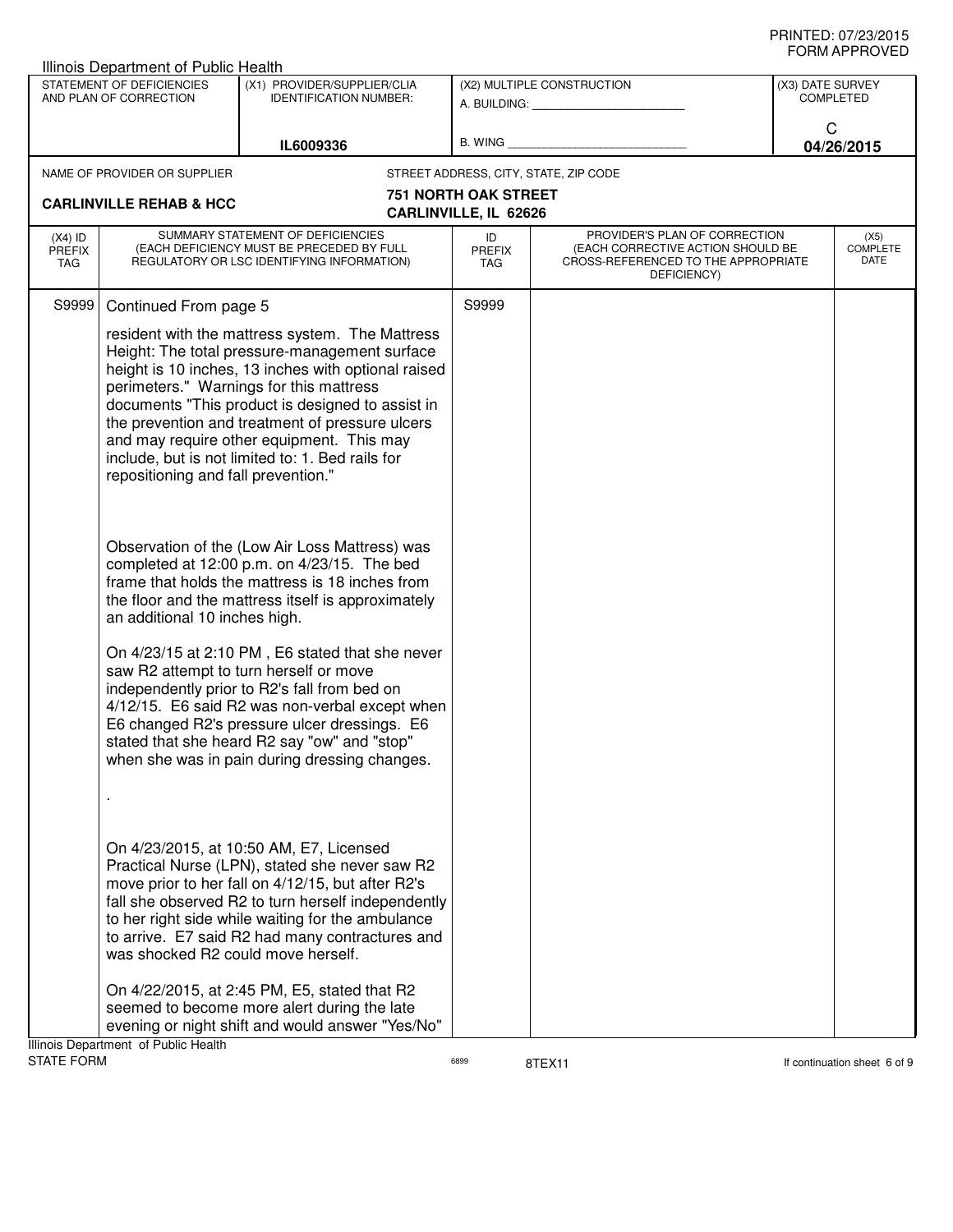Illinois Department of Public Health

| STATEMENT OF DEFICIENCIES AND PLAN OF CORRECTION | (X1) PROVIDER/SUPPLIER/CLIA IDENTIFICATION NUMBER: | (X2) MULTIPLE CONSTRUCTION | (X3) DATE SURVEY COMPLETED |
|---|---|---|---|
| | IL6009336 | A. BUILDING: ______ B. WING ______ | C 04/26/2015 |

NAME OF PROVIDER OR SUPPLIER: **CARLINVILLE REHAB & HCC**

STREET ADDRESS, CITY, STATE, ZIP CODE: **751 NORTH OAK STREET CARLINVILLE, IL 62626**

| (X4) ID PREFIX TAG | SUMMARY STATEMENT OF DEFICIENCIES (EACH DEFICIENCY MUST BE PRECEDED BY FULL REGULATORY OR LSC IDENTIFYING INFORMATION) | ID PREFIX TAG | PROVIDER'S PLAN OF CORRECTION (EACH CORRECTIVE ACTION SHOULD BE CROSS-REFERENCED TO THE APPROPRIATE DEFICIENCY) | (X5) COMPLETE DATE |
|---|---|---|---|---|
| S9999 | Continued From page 5 | S9999 | | |

resident with the mattress system. The Mattress Height: The total pressure-management surface height is 10 inches, 13 inches with optional raised perimeters." Warnings for this mattress documents "This product is designed to assist in the prevention and treatment of pressure ulcers and may require other equipment. This may include, but is not limited to: 1. Bed rails for repositioning and fall prevention."

Observation of the (Low Air Loss Mattress) was completed at 12:00 p.m. on 4/23/15. The bed frame that holds the mattress is 18 inches from the floor and the mattress itself is approximately an additional 10 inches high.

On 4/23/15 at 2:10 PM , E6 stated that she never saw R2 attempt to turn herself or move independently prior to R2's fall from bed on 4/12/15. E6 said R2 was non-verbal except when E6 changed R2's pressure ulcer dressings. E6 stated that she heard R2 say "ow" and "stop" when she was in pain during dressing changes.

.

On 4/23/2015, at 10:50 AM, E7, Licensed Practical Nurse (LPN), stated she never saw R2 move prior to her fall on 4/12/15, but after R2's fall she observed R2 to turn herself independently to her right side while waiting for the ambulance to arrive. E7 said R2 had many contractures and was shocked R2 could move herself.

On 4/22/2015, at 2:45 PM, E5, stated that R2 seemed to become more alert during the late evening or night shift and would answer "Yes/No"

Illinois Department of Public Health
STATE FORM 6899 8TEX11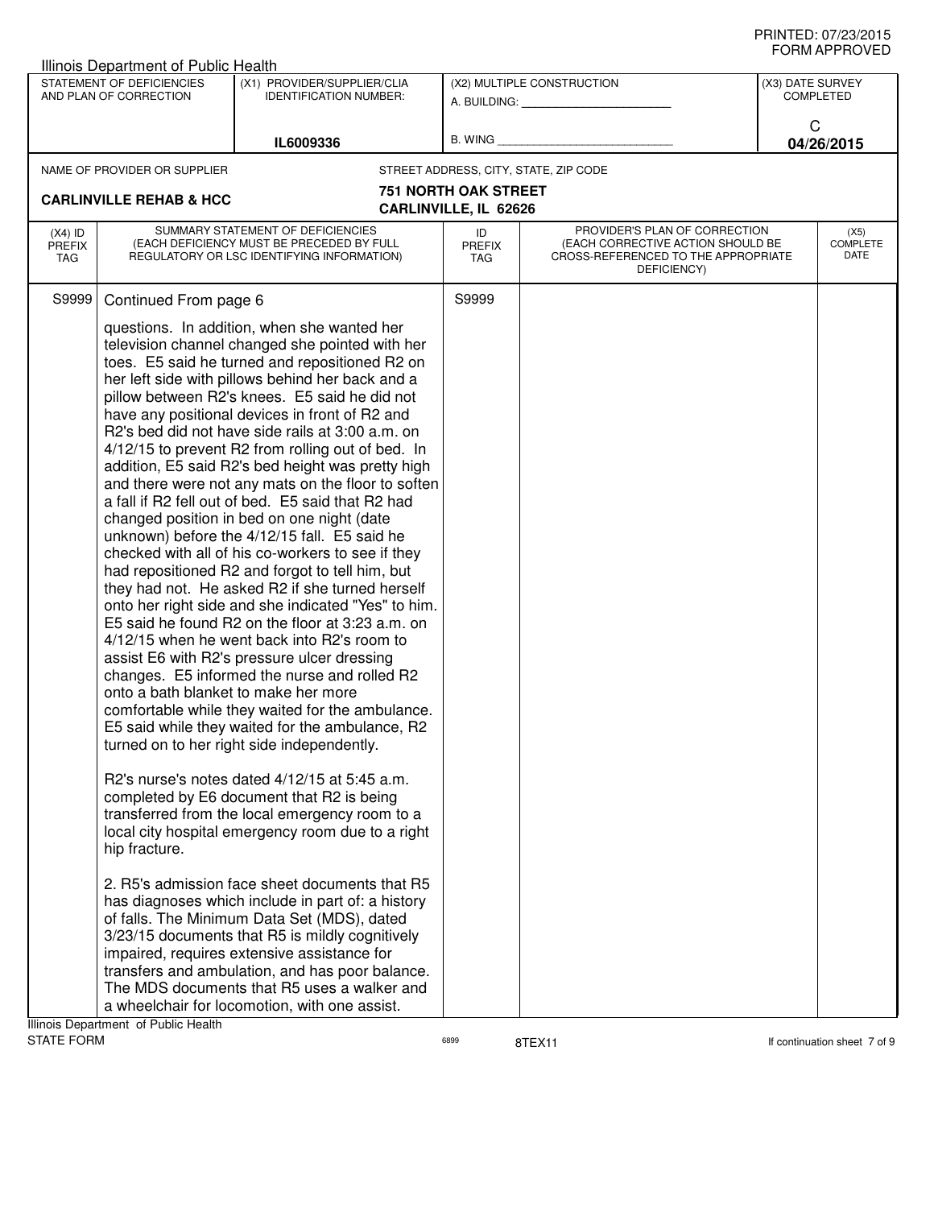Illinois Department of Public Health

| STATEMENT OF DEFICIENCIES AND PLAN OF CORRECTION | (X1) PROVIDER/SUPPLIER/CLIA IDENTIFICATION NUMBER: | (X2) MULTIPLE CONSTRUCTION | (X3) DATE SURVEY COMPLETED |
|---|---|---|---|
| | IL6009336 | A. BUILDING: ______ B. WING ______ | C 04/26/2015 |

| NAME OF PROVIDER OR SUPPLIER | STREET ADDRESS, CITY, STATE, ZIP CODE |
|---|---|
| CARLINVILLE REHAB & HCC | 751 NORTH OAK STREET CARLINVILLE, IL 62626 |

| (X4) ID PREFIX TAG | SUMMARY STATEMENT OF DEFICIENCIES (EACH DEFICIENCY MUST BE PRECEDED BY FULL REGULATORY OR LSC IDENTIFYING INFORMATION) | ID PREFIX TAG | PROVIDER'S PLAN OF CORRECTION (EACH CORRECTIVE ACTION SHOULD BE CROSS-REFERENCED TO THE APPROPRIATE DEFICIENCY) | (X5) COMPLETE DATE |
|---|---|---|---|---|
| S9999 | Continued From page 6 | S9999 | | |

questions. In addition, when she wanted her television channel changed she pointed with her toes. E5 said he turned and repositioned R2 on her left side with pillows behind her back and a pillow between R2's knees. E5 said he did not have any positional devices in front of R2 and R2's bed did not have side rails at 3:00 a.m. on 4/12/15 to prevent R2 from rolling out of bed. In addition, E5 said R2's bed height was pretty high and there were not any mats on the floor to soften a fall if R2 fell out of bed. E5 said that R2 had changed position in bed on one night (date unknown) before the 4/12/15 fall. E5 said he checked with all of his co-workers to see if they had repositioned R2 and forgot to tell him, but they had not. He asked R2 if she turned herself onto her right side and she indicated "Yes" to him. E5 said he found R2 on the floor at 3:23 a.m. on 4/12/15 when he went back into R2's room to assist E6 with R2's pressure ulcer dressing changes. E5 informed the nurse and rolled R2 onto a bath blanket to make her more comfortable while they waited for the ambulance. E5 said while they waited for the ambulance, R2 turned on to her right side independently.

R2's nurse's notes dated 4/12/15 at 5:45 a.m. completed by E6 document that R2 is being transferred from the local emergency room to a local city hospital emergency room due to a right hip fracture.

2. R5's admission face sheet documents that R5 has diagnoses which include in part of: a history of falls. The Minimum Data Set (MDS), dated 3/23/15 documents that R5 is mildly cognitively impaired, requires extensive assistance for transfers and ambulation, and has poor balance. The MDS documents that R5 uses a walker and a wheelchair for locomotion, with one assist.

Illinois Department of Public Health
STATE FORM 6899 8TEX11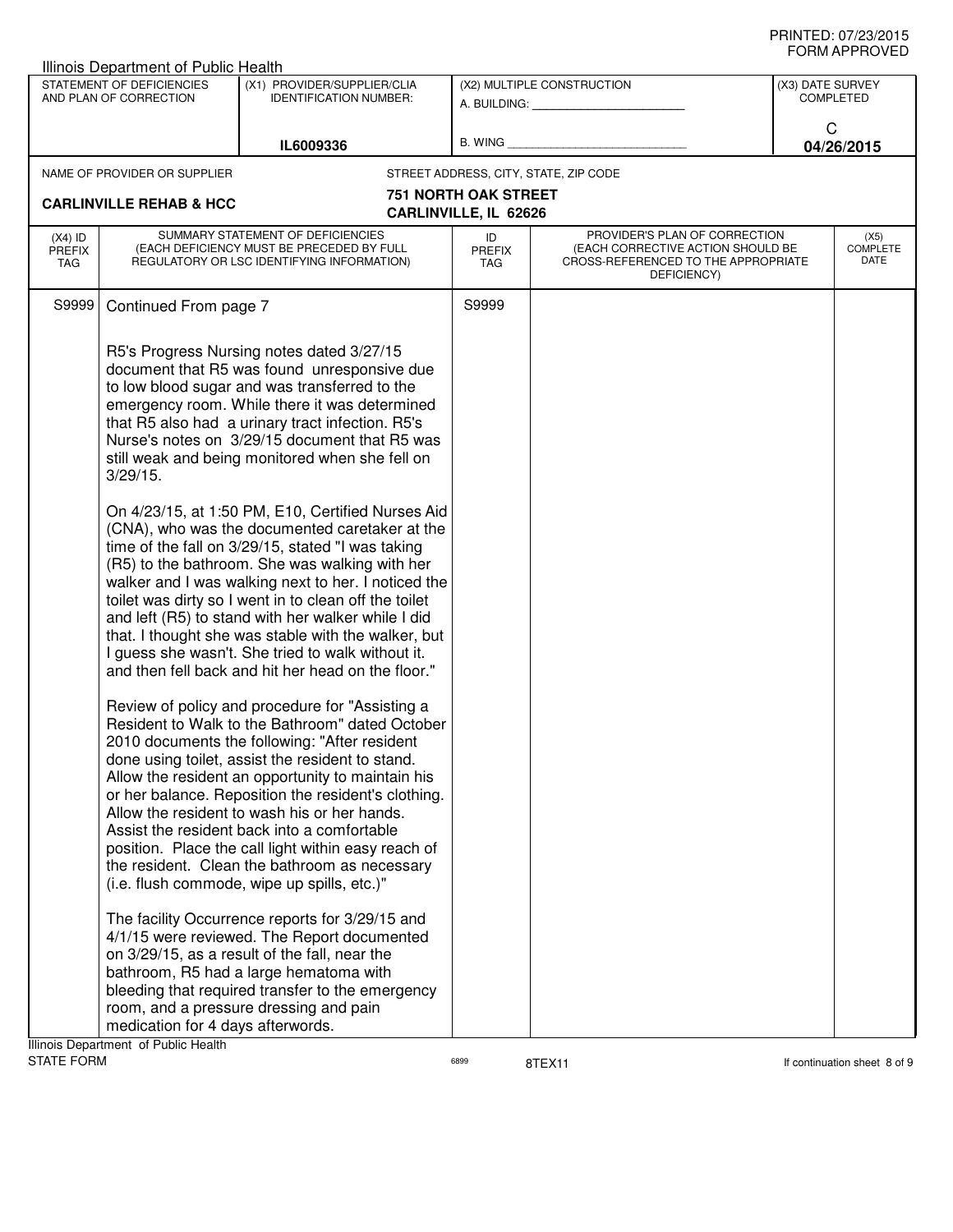Illinois Department of Public Health

| STATEMENT OF DEFICIENCIES AND PLAN OF CORRECTION | (X1) PROVIDER/SUPPLIER/CLIA IDENTIFICATION NUMBER: | (X2) MULTIPLE CONSTRUCTION | (X3) DATE SURVEY COMPLETED |
|---|---|---|---|
| | IL6009336 | A. BUILDING: ______ B. WING ______ | C 04/26/2015 |

NAME OF PROVIDER OR SUPPLIER: **CARLINVILLE REHAB & HCC**

STREET ADDRESS, CITY, STATE, ZIP CODE: **751 NORTH OAK STREET CARLINVILLE, IL 62626**

| (X4) ID PREFIX TAG | SUMMARY STATEMENT OF DEFICIENCIES (EACH DEFICIENCY MUST BE PRECEDED BY FULL REGULATORY OR LSC IDENTIFYING INFORMATION) | ID PREFIX TAG | PROVIDER'S PLAN OF CORRECTION (EACH CORRECTIVE ACTION SHOULD BE CROSS-REFERENCED TO THE APPROPRIATE DEFICIENCY) | (X5) COMPLETE DATE |
|---|---|---|---|---|
| S9999 | Continued From page 7 | S9999 | | |

R5's Progress Nursing notes dated 3/27/15 document that R5 was found unresponsive due to low blood sugar and was transferred to the emergency room. While there it was determined that R5 also had a urinary tract infection. R5's Nurse's notes on 3/29/15 document that R5 was still weak and being monitored when she fell on 3/29/15.

On 4/23/15, at 1:50 PM, E10, Certified Nurses Aid (CNA), who was the documented caretaker at the time of the fall on 3/29/15, stated "I was taking (R5) to the bathroom. She was walking with her walker and I was walking next to her. I noticed the toilet was dirty so I went in to clean off the toilet and left (R5) to stand with her walker while I did that. I thought she was stable with the walker, but I guess she wasn't. She tried to walk without it. and then fell back and hit her head on the floor."

Review of policy and procedure for "Assisting a Resident to Walk to the Bathroom" dated October 2010 documents the following: "After resident done using toilet, assist the resident to stand. Allow the resident an opportunity to maintain his or her balance. Reposition the resident's clothing. Allow the resident to wash his or her hands. Assist the resident back into a comfortable position. Place the call light within easy reach of the resident. Clean the bathroom as necessary (i.e. flush commode, wipe up spills, etc.)"

The facility Occurrence reports for 3/29/15 and 4/1/15 were reviewed. The Report documented on 3/29/15, as a result of the fall, near the bathroom, R5 had a large hematoma with bleeding that required transfer to the emergency room, and a pressure dressing and pain medication for 4 days afterwords.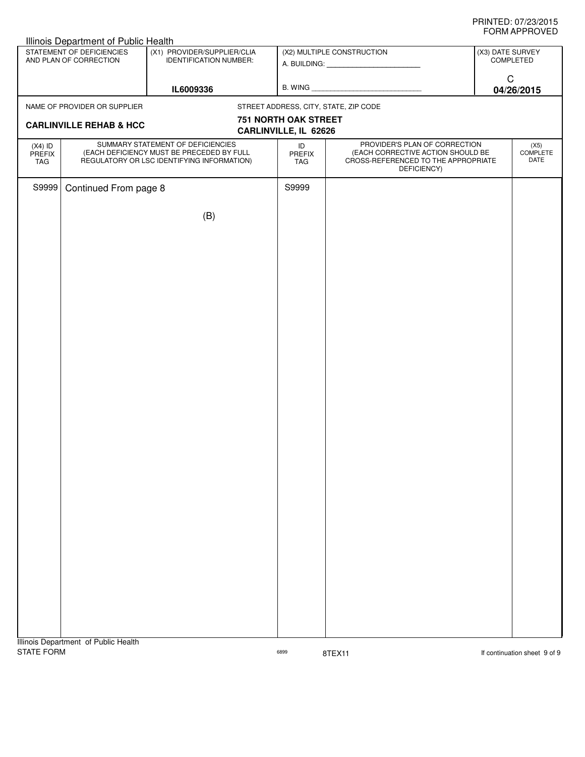Illinois Department of Public Health

| STATEMENT OF DEFICIENCIES AND PLAN OF CORRECTION | (X1) PROVIDER/SUPPLIER/CLIA IDENTIFICATION NUMBER: | (X2) MULTIPLE CONSTRUCTION | (X3) DATE SURVEY COMPLETED |
|---|---|---|---|
| | IL6009336 | A. BUILDING: ______ B. WING ______ | C 04/26/2015 |

| NAME OF PROVIDER OR SUPPLIER | STREET ADDRESS, CITY, STATE, ZIP CODE |
|---|---|
| **CARLINVILLE REHAB & HCC** | **751 NORTH OAK STREET CARLINVILLE, IL 62626** |

| (X4) ID PREFIX TAG | SUMMARY STATEMENT OF DEFICIENCIES (EACH DEFICIENCY MUST BE PRECEDED BY FULL REGULATORY OR LSC IDENTIFYING INFORMATION) | ID PREFIX TAG | PROVIDER'S PLAN OF CORRECTION (EACH CORRECTIVE ACTION SHOULD BE CROSS-REFERENCED TO THE APPROPRIATE DEFICIENCY) | (X5) COMPLETE DATE |
|---|---|---|---|---|
| S9999 | Continued From page 8<br><br>(B) | S9999 | | |

Illinois Department of Public Health
STATE FORM 6899 8TEX11